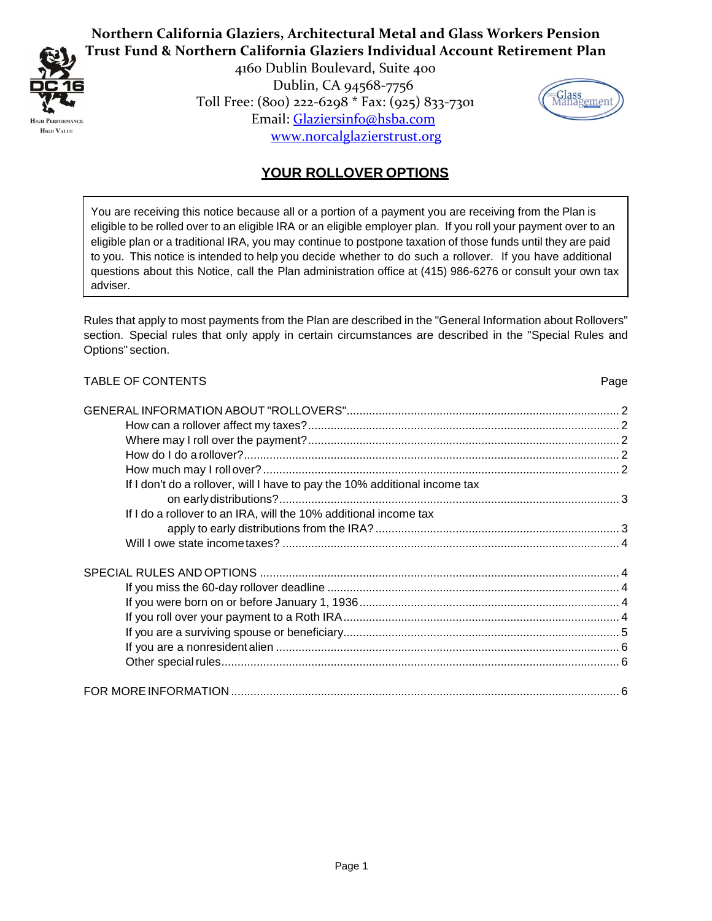**Northern California Glaziers, Architectural Metal and Glass Workers Pension Trust Fund & Northern California Glaziers Individual Account Retirement Plan**

4160 Dublin Boulevard, Suite 400
Dublin, CA 94568-7756
Toll Free: (800) 222-6298 * Fax: (925) 833-7301
Email: Glaziersinfo@hsba.com
www.norcalglazierstrust.org

# YOUR ROLLOVER OPTIONS

You are receiving this notice because all or a portion of a payment you are receiving from the Plan is eligible to be rolled over to an eligible IRA or an eligible employer plan. If you roll your payment over to an eligible plan or a traditional IRA, you may continue to postpone taxation of those funds until they are paid to you. This notice is intended to help you decide whether to do such a rollover. If you have additional questions about this Notice, call the Plan administration office at (415) 986-6276 or consult your own tax adviser.

Rules that apply to most payments from the Plan are described in the "General Information about Rollovers" section. Special rules that only apply in certain circumstances are described in the "Special Rules and Options" section.

## TABLE OF CONTENTS

| | Page |
|---|---|
| GENERAL INFORMATION ABOUT "ROLLOVERS" | 2 |
| How can a rollover affect my taxes? | 2 |
| Where may I roll over the payment? | 2 |
| How do I do a rollover? | 2 |
| How much may I roll over? | 2 |
| If I don't do a rollover, will I have to pay the 10% additional income tax on early distributions? | 3 |
| If I do a rollover to an IRA, will the 10% additional income tax apply to early distributions from the IRA? | 3 |
| Will I owe state income taxes? | 4 |
| SPECIAL RULES AND OPTIONS | 4 |
| If you miss the 60-day rollover deadline | 4 |
| If you were born on or before January 1, 1936 | 4 |
| If you roll over your payment to a Roth IRA | 4 |
| If you are a surviving spouse or beneficiary | 5 |
| If you are a nonresident alien | 6 |
| Other special rules | 6 |
| FOR MORE INFORMATION | 6 |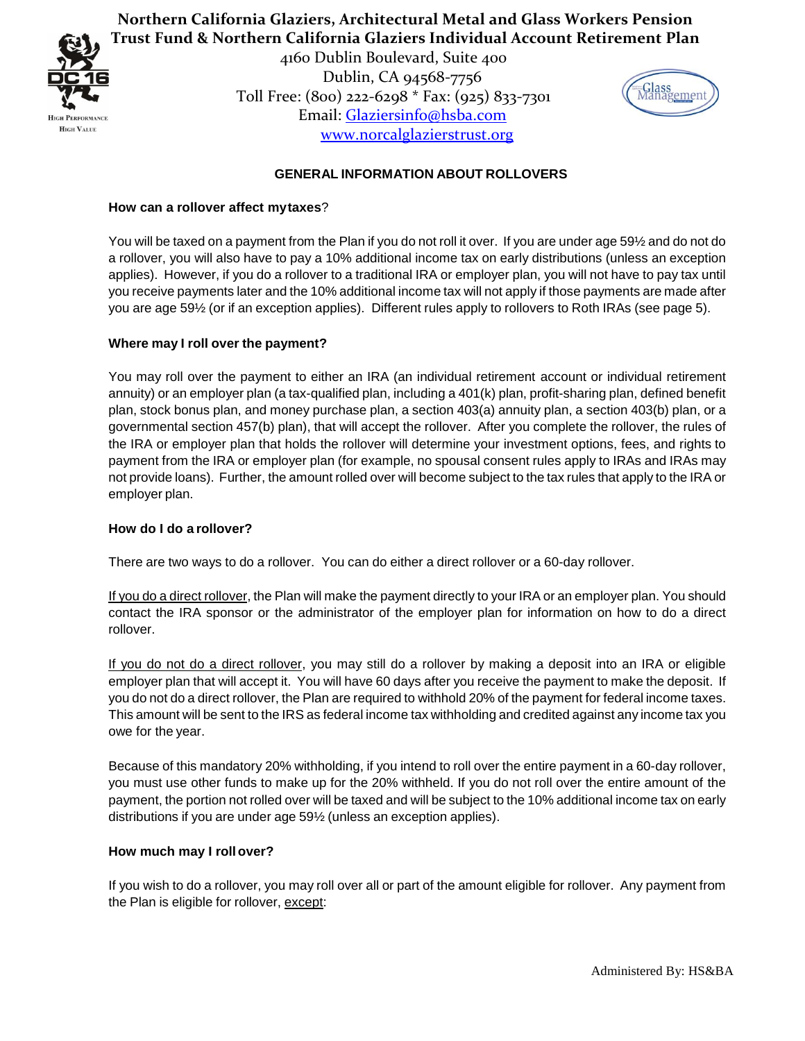# Northern California Glaziers, Architectural Metal and Glass Workers Pension Trust Fund & Northern California Glaziers Individual Account Retirement Plan

4160 Dublin Boulevard, Suite 400
Dublin, CA 94568-7756
Toll Free: (800) 222-6298 * Fax: (925) 833-7301
Email: Glaziersinfo@hsba.com
www.norcalglazierstrust.org

## GENERAL INFORMATION ABOUT ROLLOVERS

**How can a rollover affect my taxes?**

You will be taxed on a payment from the Plan if you do not roll it over. If you are under age 59½ and do not do a rollover, you will also have to pay a 10% additional income tax on early distributions (unless an exception applies). However, if you do a rollover to a traditional IRA or employer plan, you will not have to pay tax until you receive payments later and the 10% additional income tax will not apply if those payments are made after you are age 59½ (or if an exception applies). Different rules apply to rollovers to Roth IRAs (see page 5).

**Where may I roll over the payment?**

You may roll over the payment to either an IRA (an individual retirement account or individual retirement annuity) or an employer plan (a tax-qualified plan, including a 401(k) plan, profit-sharing plan, defined benefit plan, stock bonus plan, and money purchase plan, a section 403(a) annuity plan, a section 403(b) plan, or a governmental section 457(b) plan), that will accept the rollover. After you complete the rollover, the rules of the IRA or employer plan that holds the rollover will determine your investment options, fees, and rights to payment from the IRA or employer plan (for example, no spousal consent rules apply to IRAs and IRAs may not provide loans). Further, the amount rolled over will become subject to the tax rules that apply to the IRA or employer plan.

**How do I do a rollover?**

There are two ways to do a rollover. You can do either a direct rollover or a 60-day rollover.

If you do a direct rollover, the Plan will make the payment directly to your IRA or an employer plan. You should contact the IRA sponsor or the administrator of the employer plan for information on how to do a direct rollover.

If you do not do a direct rollover, you may still do a rollover by making a deposit into an IRA or eligible employer plan that will accept it. You will have 60 days after you receive the payment to make the deposit. If you do not do a direct rollover, the Plan are required to withhold 20% of the payment for federal income taxes. This amount will be sent to the IRS as federal income tax withholding and credited against any income tax you owe for the year.

Because of this mandatory 20% withholding, if you intend to roll over the entire payment in a 60-day rollover, you must use other funds to make up for the 20% withheld. If you do not roll over the entire amount of the payment, the portion not rolled over will be taxed and will be subject to the 10% additional income tax on early distributions if you are under age 59½ (unless an exception applies).

**How much may I roll over?**

If you wish to do a rollover, you may roll over all or part of the amount eligible for rollover. Any payment from the Plan is eligible for rollover, except:

Administered By: HS&BA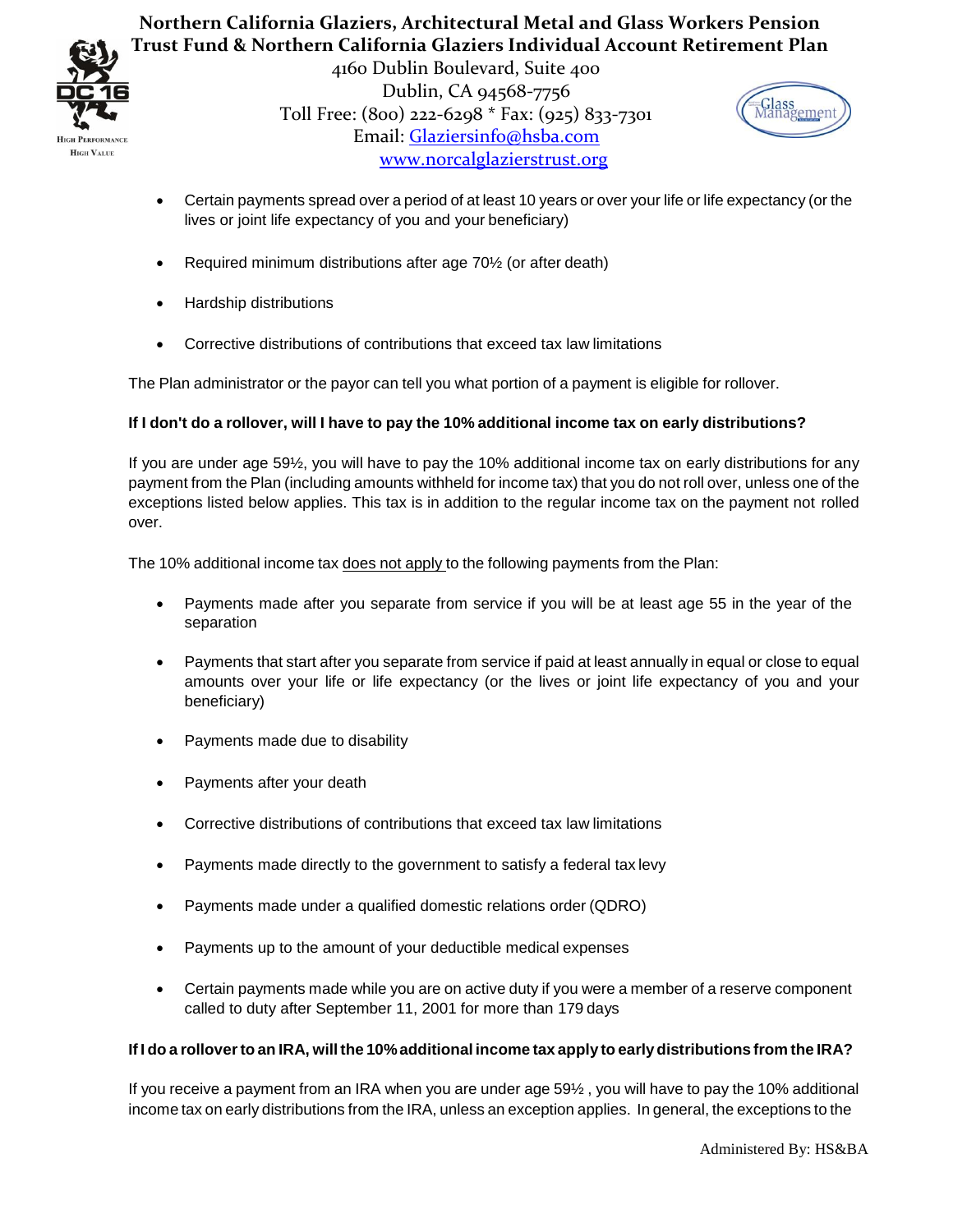- Certain payments spread over a period of at least 10 years or over your life or life expectancy (or the lives or joint life expectancy of you and your beneficiary)

- Required minimum distributions after age 70½ (or after death)

- Hardship distributions

- Corrective distributions of contributions that exceed tax law limitations

The Plan administrator or the payor can tell you what portion of a payment is eligible for rollover.

**If I don't do a rollover, will I have to pay the 10% additional income tax on early distributions?**

If you are under age 59½, you will have to pay the 10% additional income tax on early distributions for any payment from the Plan (including amounts withheld for income tax) that you do not roll over, unless one of the exceptions listed below applies. This tax is in addition to the regular income tax on the payment not rolled over.

The 10% additional income tax does not apply to the following payments from the Plan:

- Payments made after you separate from service if you will be at least age 55 in the year of the separation

- Payments that start after you separate from service if paid at least annually in equal or close to equal amounts over your life or life expectancy (or the lives or joint life expectancy of you and your beneficiary)

- Payments made due to disability

- Payments after your death

- Corrective distributions of contributions that exceed tax law limitations

- Payments made directly to the government to satisfy a federal tax levy

- Payments made under a qualified domestic relations order (QDRO)

- Payments up to the amount of your deductible medical expenses

- Certain payments made while you are on active duty if you were a member of a reserve component called to duty after September 11, 2001 for more than 179 days

**If I do a rollover to an IRA, will the 10% additional income tax apply to early distributions from the IRA?**

If you receive a payment from an IRA when you are under age 59½ , you will have to pay the 10% additional income tax on early distributions from the IRA, unless an exception applies. In general, the exceptions to the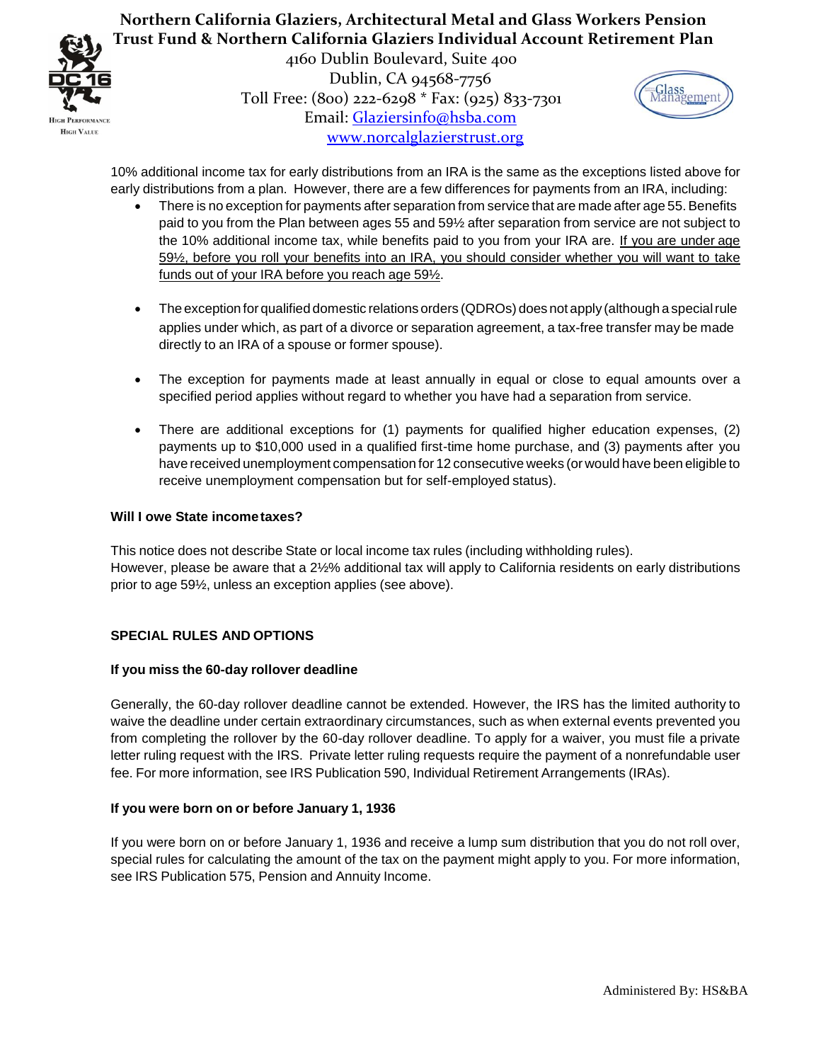10% additional income tax for early distributions from an IRA is the same as the exceptions listed above for early distributions from a plan. However, there are a few differences for payments from an IRA, including:

- There is no exception for payments after separation from service that are made after age 55. Benefits paid to you from the Plan between ages 55 and 59½ after separation from service are not subject to the 10% additional income tax, while benefits paid to you from your IRA are. <u>If you are under age 59½, before you roll your benefits into an IRA, you should consider whether you will want to take funds out of your IRA before you reach age 59½</u>.

- The exception for qualified domestic relations orders (QDROs) does not apply (although a special rule applies under which, as part of a divorce or separation agreement, a tax-free transfer may be made directly to an IRA of a spouse or former spouse).

- The exception for payments made at least annually in equal or close to equal amounts over a specified period applies without regard to whether you have had a separation from service.

- There are additional exceptions for (1) payments for qualified higher education expenses, (2) payments up to $10,000 used in a qualified first-time home purchase, and (3) payments after you have received unemployment compensation for 12 consecutive weeks (or would have been eligible to receive unemployment compensation but for self-employed status).

**Will I owe State income taxes?**

This notice does not describe State or local income tax rules (including withholding rules).
However, please be aware that a 2½% additional tax will apply to California residents on early distributions prior to age 59½, unless an exception applies (see above).

## SPECIAL RULES AND OPTIONS

**If you miss the 60-day rollover deadline**

Generally, the 60-day rollover deadline cannot be extended. However, the IRS has the limited authority to waive the deadline under certain extraordinary circumstances, such as when external events prevented you from completing the rollover by the 60-day rollover deadline. To apply for a waiver, you must file a private letter ruling request with the IRS. Private letter ruling requests require the payment of a nonrefundable user fee. For more information, see IRS Publication 590, Individual Retirement Arrangements (IRAs).

**If you were born on or before January 1, 1936**

If you were born on or before January 1, 1936 and receive a lump sum distribution that you do not roll over, special rules for calculating the amount of the tax on the payment might apply to you. For more information, see IRS Publication 575, Pension and Annuity Income.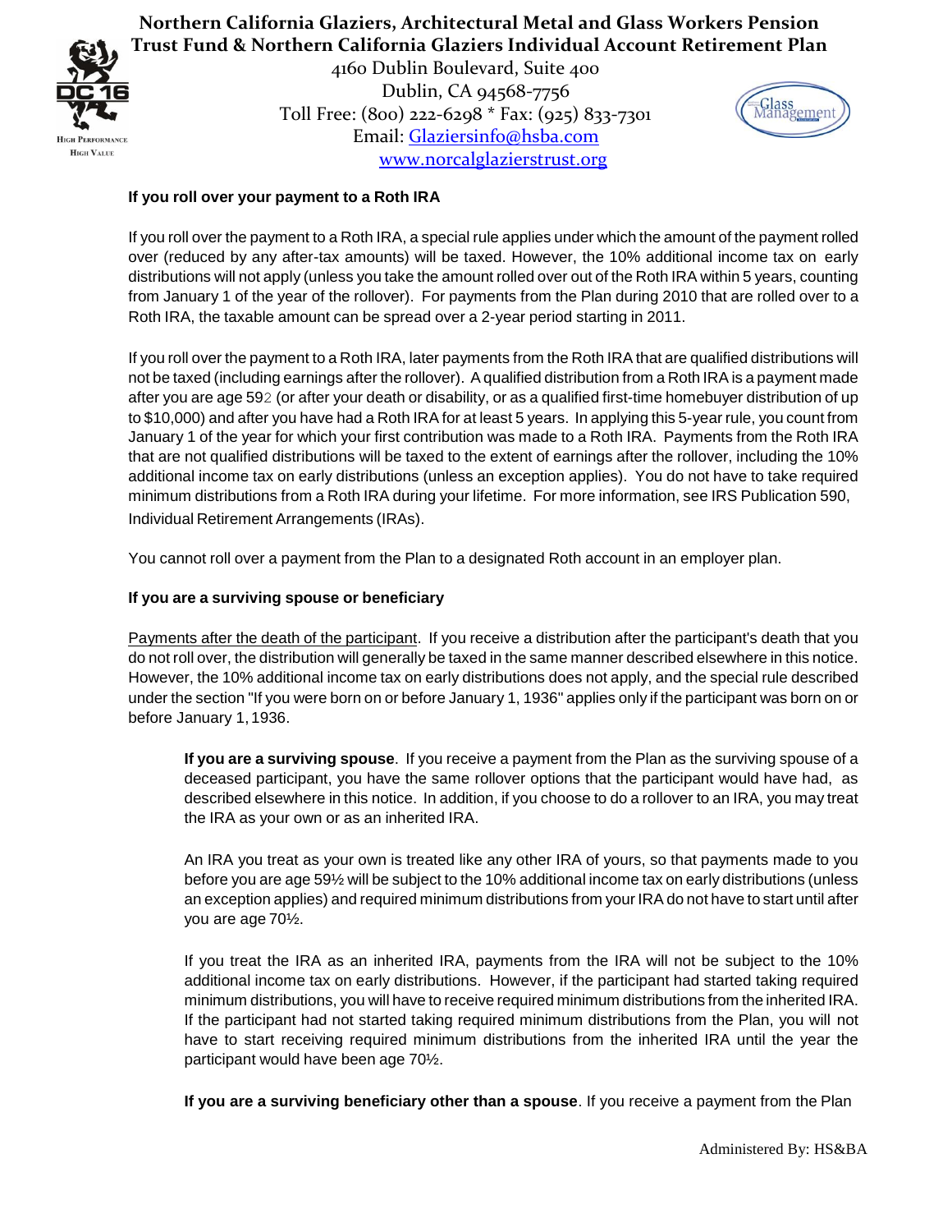**If you roll over your payment to a Roth IRA**

If you roll over the payment to a Roth IRA, a special rule applies under which the amount of the payment rolled over (reduced by any after-tax amounts) will be taxed. However, the 10% additional income tax on early distributions will not apply (unless you take the amount rolled over out of the Roth IRA within 5 years, counting from January 1 of the year of the rollover). For payments from the Plan during 2010 that are rolled over to a Roth IRA, the taxable amount can be spread over a 2-year period starting in 2011.

If you roll over the payment to a Roth IRA, later payments from the Roth IRA that are qualified distributions will not be taxed (including earnings after the rollover). A qualified distribution from a Roth IRA is a payment made after you are age 592 (or after your death or disability, or as a qualified first-time homebuyer distribution of up to $10,000) and after you have had a Roth IRA for at least 5 years. In applying this 5-year rule, you count from January 1 of the year for which your first contribution was made to a Roth IRA. Payments from the Roth IRA that are not qualified distributions will be taxed to the extent of earnings after the rollover, including the 10% additional income tax on early distributions (unless an exception applies). You do not have to take required minimum distributions from a Roth IRA during your lifetime. For more information, see IRS Publication 590, Individual Retirement Arrangements (IRAs).

You cannot roll over a payment from the Plan to a designated Roth account in an employer plan.

**If you are a surviving spouse or beneficiary**

Payments after the death of the participant. If you receive a distribution after the participant's death that you do not roll over, the distribution will generally be taxed in the same manner described elsewhere in this notice. However, the 10% additional income tax on early distributions does not apply, and the special rule described under the section "If you were born on or before January 1, 1936" applies only if the participant was born on or before January 1, 1936.

**If you are a surviving spouse**. If you receive a payment from the Plan as the surviving spouse of a deceased participant, you have the same rollover options that the participant would have had, as described elsewhere in this notice. In addition, if you choose to do a rollover to an IRA, you may treat the IRA as your own or as an inherited IRA.

An IRA you treat as your own is treated like any other IRA of yours, so that payments made to you before you are age 59½ will be subject to the 10% additional income tax on early distributions (unless an exception applies) and required minimum distributions from your IRA do not have to start until after you are age 70½.

If you treat the IRA as an inherited IRA, payments from the IRA will not be subject to the 10% additional income tax on early distributions. However, if the participant had started taking required minimum distributions, you will have to receive required minimum distributions from the inherited IRA. If the participant had not started taking required minimum distributions from the Plan, you will not have to start receiving required minimum distributions from the inherited IRA until the year the participant would have been age 70½.

**If you are a surviving beneficiary other than a spouse**. If you receive a payment from the Plan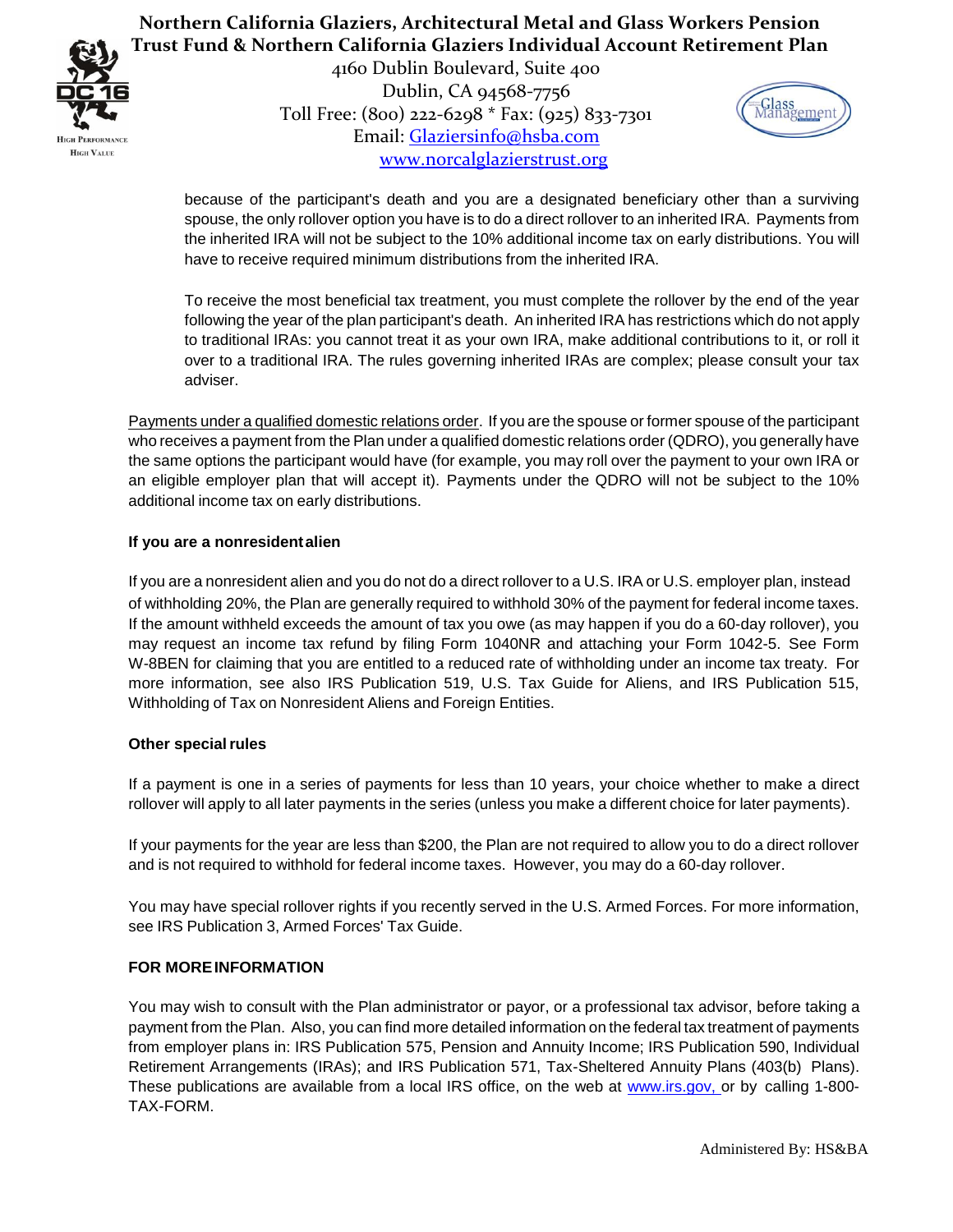because of the participant's death and you are a designated beneficiary other than a surviving spouse, the only rollover option you have is to do a direct rollover to an inherited IRA. Payments from the inherited IRA will not be subject to the 10% additional income tax on early distributions. You will have to receive required minimum distributions from the inherited IRA.

To receive the most beneficial tax treatment, you must complete the rollover by the end of the year following the year of the plan participant's death. An inherited IRA has restrictions which do not apply to traditional IRAs: you cannot treat it as your own IRA, make additional contributions to it, or roll it over to a traditional IRA. The rules governing inherited IRAs are complex; please consult your tax adviser.

Payments under a qualified domestic relations order. If you are the spouse or former spouse of the participant who receives a payment from the Plan under a qualified domestic relations order (QDRO), you generally have the same options the participant would have (for example, you may roll over the payment to your own IRA or an eligible employer plan that will accept it). Payments under the QDRO will not be subject to the 10% additional income tax on early distributions.

**If you are a nonresident alien**

If you are a nonresident alien and you do not do a direct rollover to a U.S. IRA or U.S. employer plan, instead of withholding 20%, the Plan are generally required to withhold 30% of the payment for federal income taxes. If the amount withheld exceeds the amount of tax you owe (as may happen if you do a 60-day rollover), you may request an income tax refund by filing Form 1040NR and attaching your Form 1042-5. See Form W-8BEN for claiming that you are entitled to a reduced rate of withholding under an income tax treaty. For more information, see also IRS Publication 519, U.S. Tax Guide for Aliens, and IRS Publication 515, Withholding of Tax on Nonresident Aliens and Foreign Entities.

**Other special rules**

If a payment is one in a series of payments for less than 10 years, your choice whether to make a direct rollover will apply to all later payments in the series (unless you make a different choice for later payments).

If your payments for the year are less than $200, the Plan are not required to allow you to do a direct rollover and is not required to withhold for federal income taxes. However, you may do a 60-day rollover.

You may have special rollover rights if you recently served in the U.S. Armed Forces. For more information, see IRS Publication 3, Armed Forces' Tax Guide.

**FOR MORE INFORMATION**

You may wish to consult with the Plan administrator or payor, or a professional tax advisor, before taking a payment from the Plan. Also, you can find more detailed information on the federal tax treatment of payments from employer plans in: IRS Publication 575, Pension and Annuity Income; IRS Publication 590, Individual Retirement Arrangements (IRAs); and IRS Publication 571, Tax-Sheltered Annuity Plans (403(b) Plans). These publications are available from a local IRS office, on the web at www.irs.gov, or by calling 1-800-TAX-FORM.